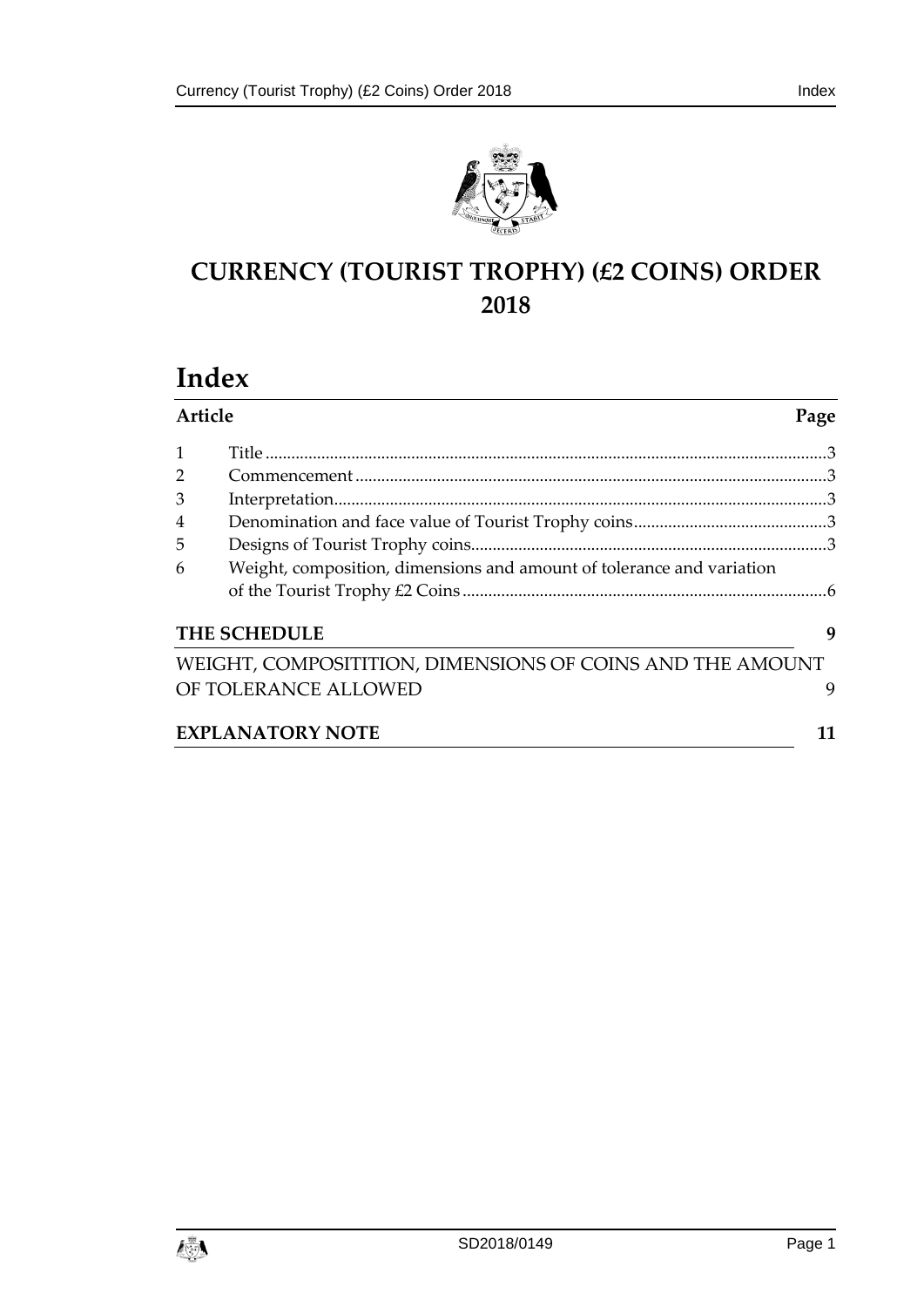# CURRENCY (TOURIST TROPHY) (£2 COINS) ORDER 2018

## Index

| Article | | Page |
|---|---|---|
| 1 | Title | 3 |
| 2 | Commencement | 3 |
| 3 | Interpretation | 3 |
| 4 | Denomination and face value of Tourist Trophy coins | 3 |
| 5 | Designs of Tourist Trophy coins | 3 |
| 6 | Weight, composition, dimensions and amount of tolerance and variation of the Tourist Trophy £2 Coins | 6 |

**THE SCHEDULE** 9

WEIGHT, COMPOSITITION, DIMENSIONS OF COINS AND THE AMOUNT OF TOLERANCE ALLOWED 9

**EXPLANATORY NOTE** 11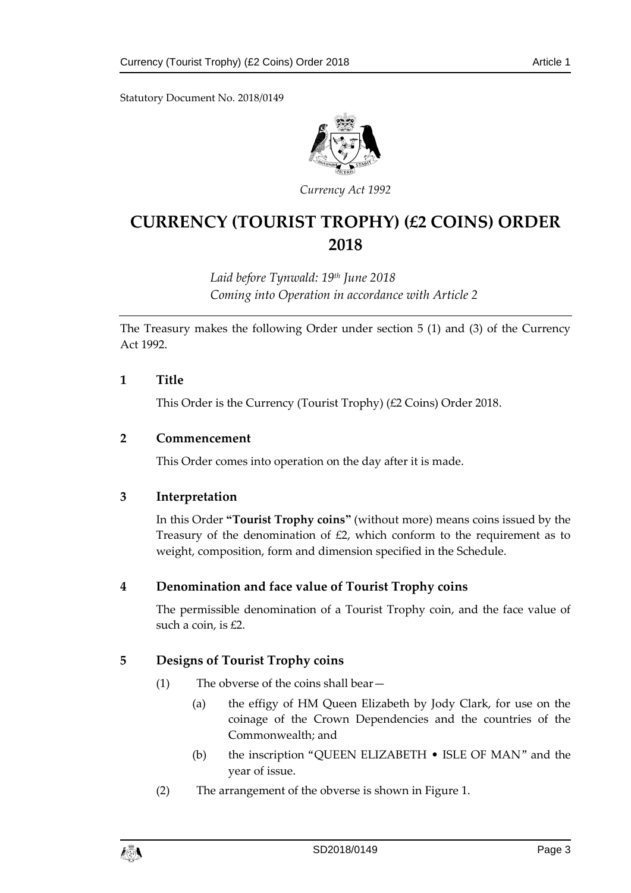Statutory Document No. 2018/0149

*Currency Act 1992*

# CURRENCY (TOURIST TROPHY) (£2 COINS) ORDER 2018

*Laid before Tynwald: 19th June 2018*
*Coming into Operation in accordance with Article 2*

The Treasury makes the following Order under section 5 (1) and (3) of the Currency Act 1992.

## 1 Title

This Order is the Currency (Tourist Trophy) (£2 Coins) Order 2018.

## 2 Commencement

This Order comes into operation on the day after it is made.

## 3 Interpretation

In this Order **"Tourist Trophy coins"** (without more) means coins issued by the Treasury of the denomination of £2, which conform to the requirement as to weight, composition, form and dimension specified in the Schedule.

## 4 Denomination and face value of Tourist Trophy coins

The permissible denomination of a Tourist Trophy coin, and the face value of such a coin, is £2.

## 5 Designs of Tourist Trophy coins

(1) The obverse of the coins shall bear—

(a) the effigy of HM Queen Elizabeth by Jody Clark, for use on the coinage of the Crown Dependencies and the countries of the Commonwealth; and

(b) the inscription "QUEEN ELIZABETH • ISLE OF MAN" and the year of issue.

(2) The arrangement of the obverse is shown in Figure 1.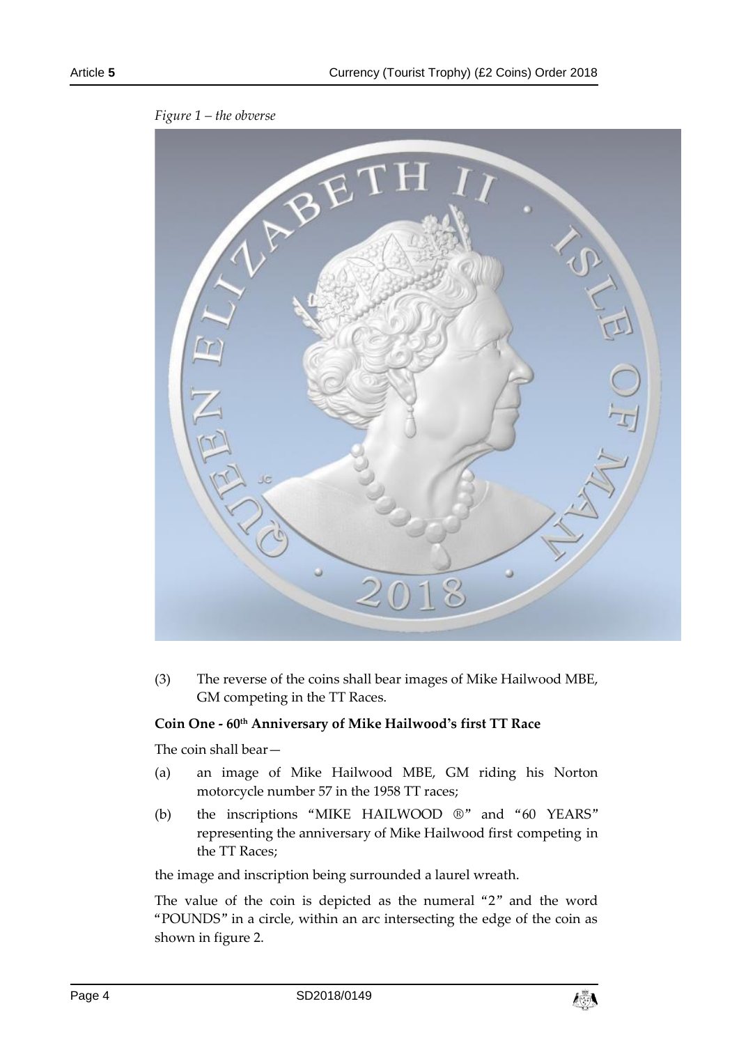*Figure 1 – the obverse*

(3) The reverse of the coins shall bear images of Mike Hailwood MBE, GM competing in the TT Races.

**Coin One - 60th Anniversary of Mike Hailwood's first TT Race**

The coin shall bear—

(a) an image of Mike Hailwood MBE, GM riding his Norton motorcycle number 57 in the 1958 TT races;

(b) the inscriptions "MIKE HAILWOOD ®" and "60 YEARS" representing the anniversary of Mike Hailwood first competing in the TT Races;

the image and inscription being surrounded a laurel wreath.

The value of the coin is depicted as the numeral "2" and the word "POUNDS" in a circle, within an arc intersecting the edge of the coin as shown in figure 2.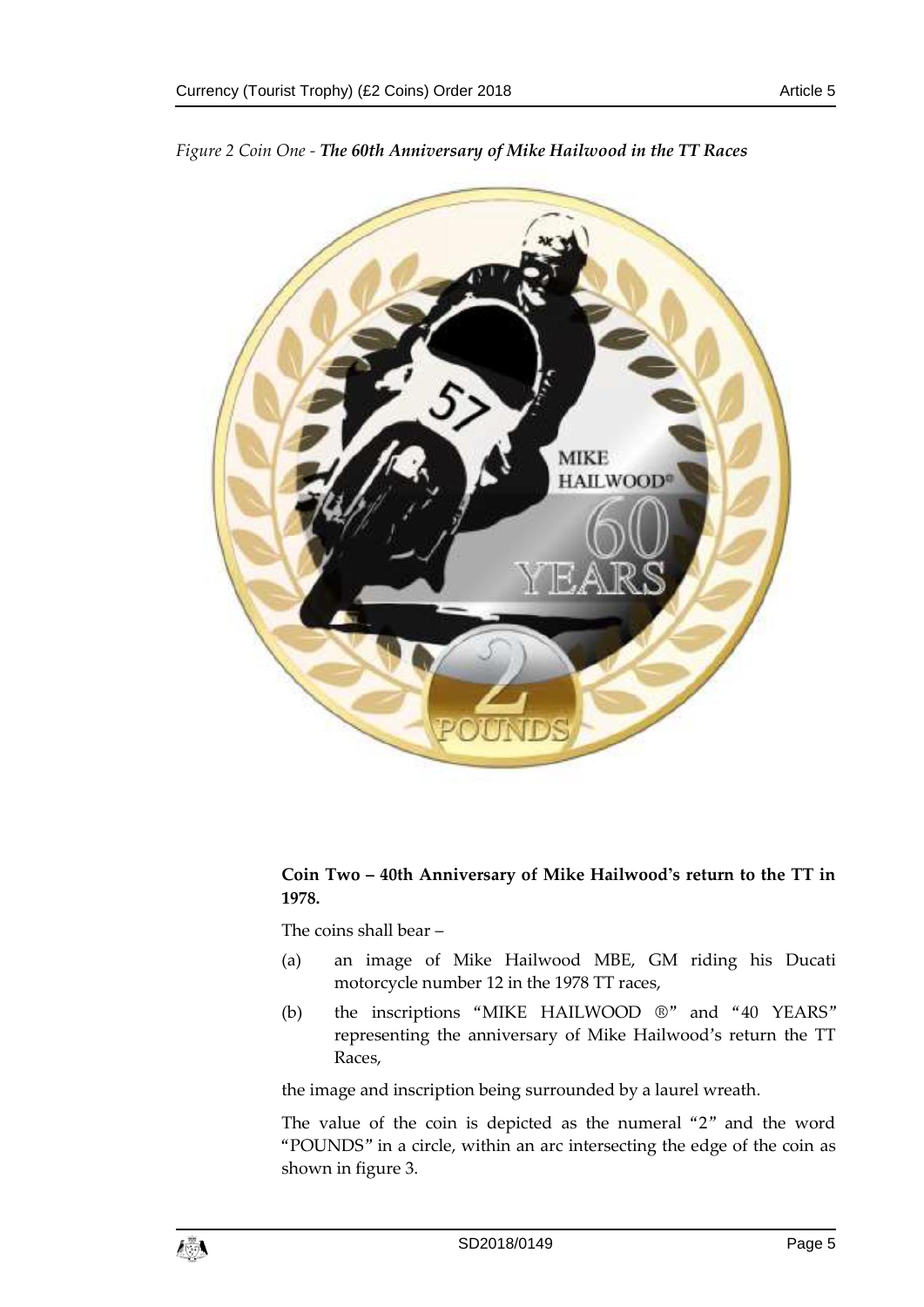*Figure 2 Coin One - **The 60th Anniversary of Mike Hailwood in the TT Races***

**Coin Two – 40th Anniversary of Mike Hailwood's return to the TT in 1978.**

The coins shall bear –

(a) an image of Mike Hailwood MBE, GM riding his Ducati motorcycle number 12 in the 1978 TT races,

(b) the inscriptions "MIKE HAILWOOD ®" and "40 YEARS" representing the anniversary of Mike Hailwood's return the TT Races,

the image and inscription being surrounded by a laurel wreath.

The value of the coin is depicted as the numeral "2" and the word "POUNDS" in a circle, within an arc intersecting the edge of the coin as shown in figure 3.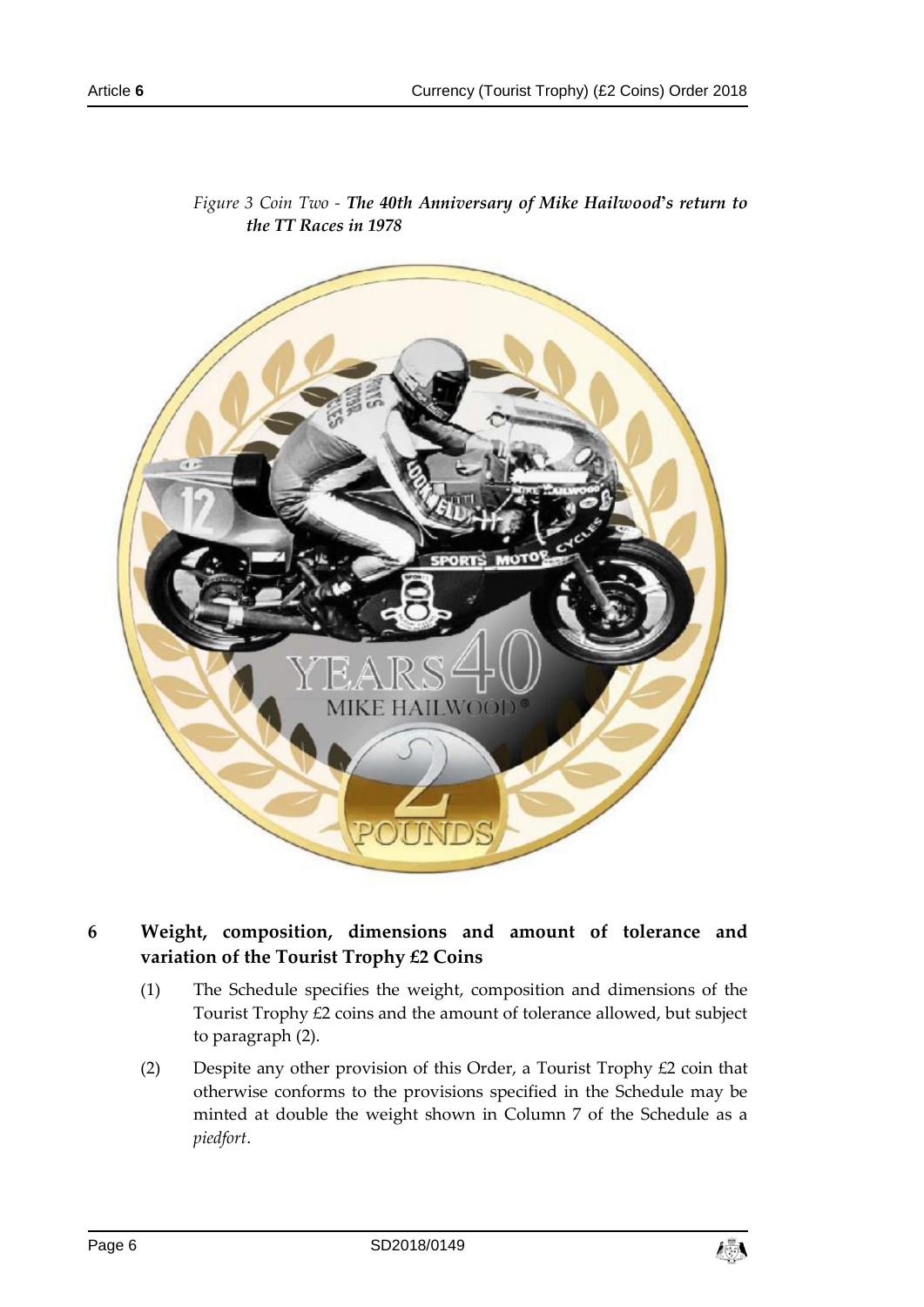*Figure 3 Coin Two - **The 40th Anniversary of Mike Hailwood's return to the TT Races in 1978***

## 6 Weight, composition, dimensions and amount of tolerance and variation of the Tourist Trophy £2 Coins

(1) The Schedule specifies the weight, composition and dimensions of the Tourist Trophy £2 coins and the amount of tolerance allowed, but subject to paragraph (2).

(2) Despite any other provision of this Order, a Tourist Trophy £2 coin that otherwise conforms to the provisions specified in the Schedule may be minted at double the weight shown in Column 7 of the Schedule as a *piedfort*.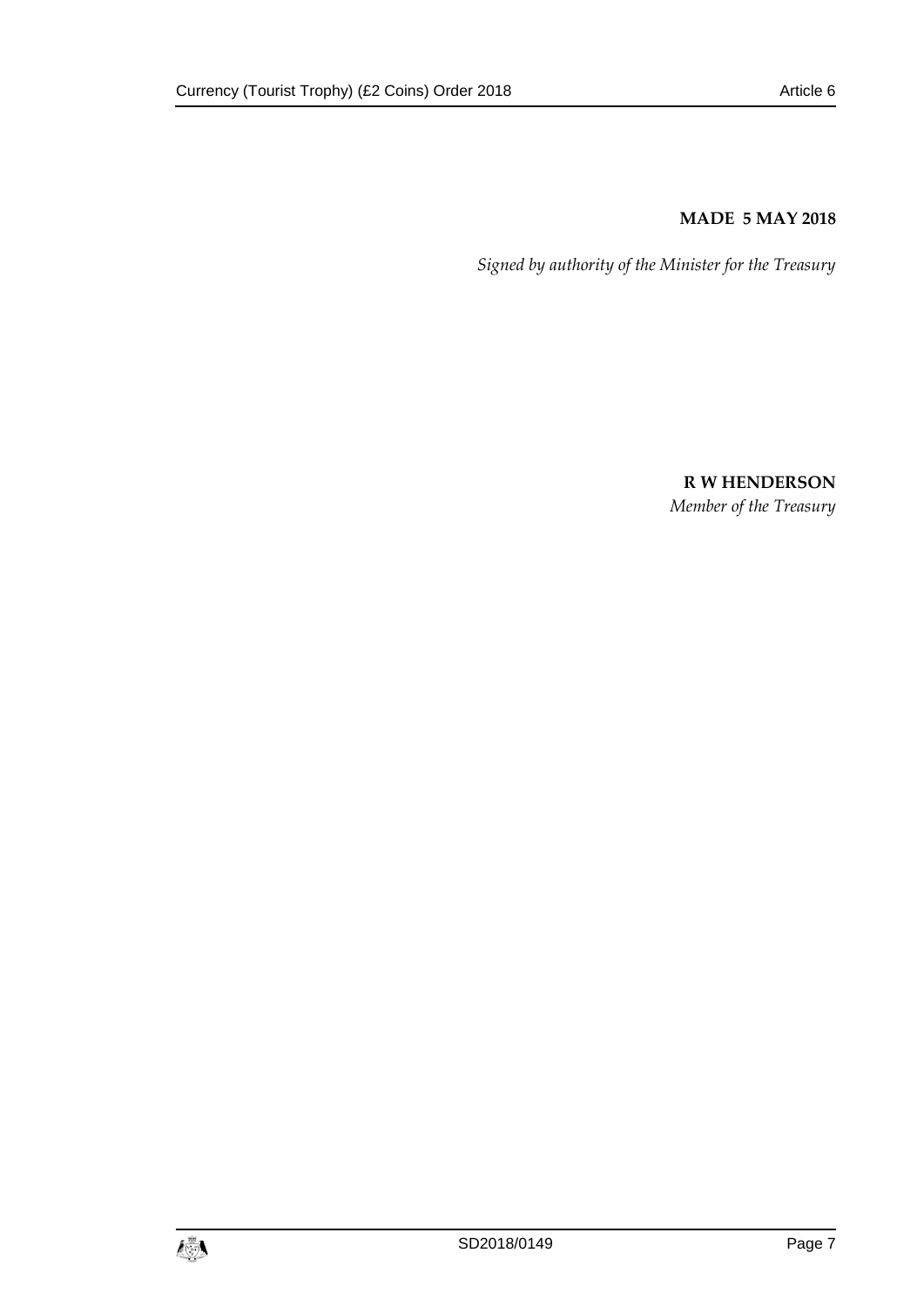**MADE 5 MAY 2018**

*Signed by authority of the Minister for the Treasury*

**R W HENDERSON**
*Member of the Treasury*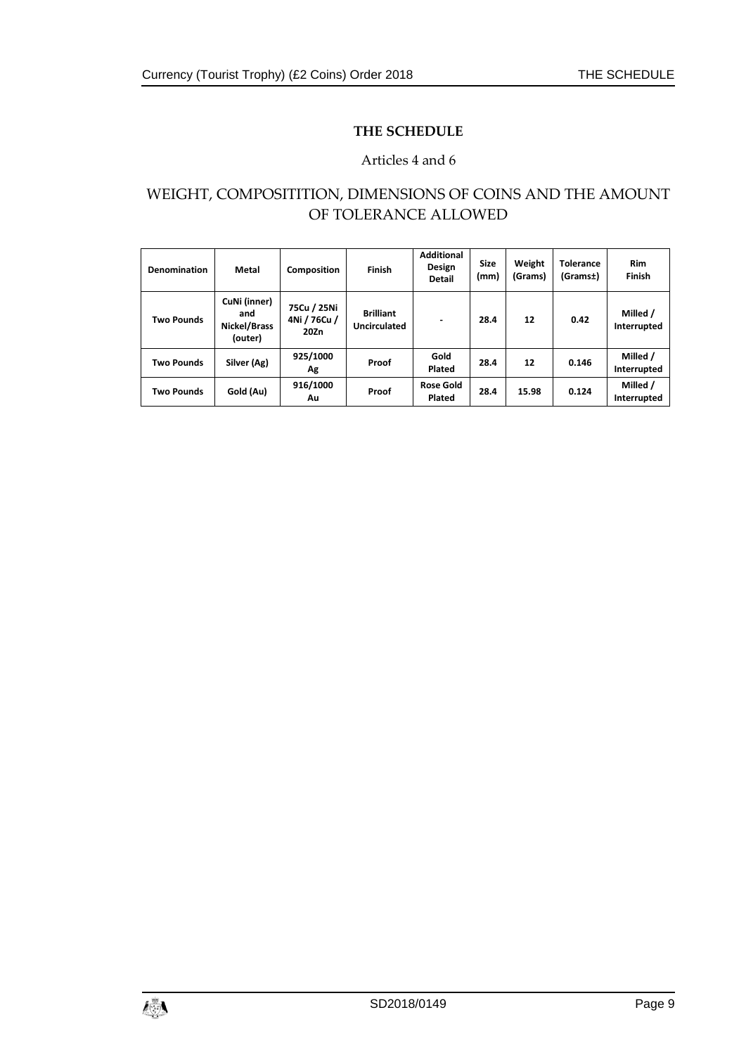# THE SCHEDULE

Articles 4 and 6

## WEIGHT, COMPOSITITION, DIMENSIONS OF COINS AND THE AMOUNT OF TOLERANCE ALLOWED

| Denomination | Metal | Composition | Finish | Additional Design Detail | Size (mm) | Weight (Grams) | Tolerance (Grams±) | Rim Finish |
|---|---|---|---|---|---|---|---|---|
| Two Pounds | CuNi (inner) and Nickel/Brass (outer) | 75Cu / 25Ni 4Ni / 76Cu / 20Zn | Brilliant Uncirculated | - | 28.4 | 12 | 0.42 | Milled / Interrupted |
| Two Pounds | Silver (Ag) | 925/1000 Ag | Proof | Gold Plated | 28.4 | 12 | 0.146 | Milled / Interrupted |
| Two Pounds | Gold (Au) | 916/1000 Au | Proof | Rose Gold Plated | 28.4 | 15.98 | 0.124 | Milled / Interrupted |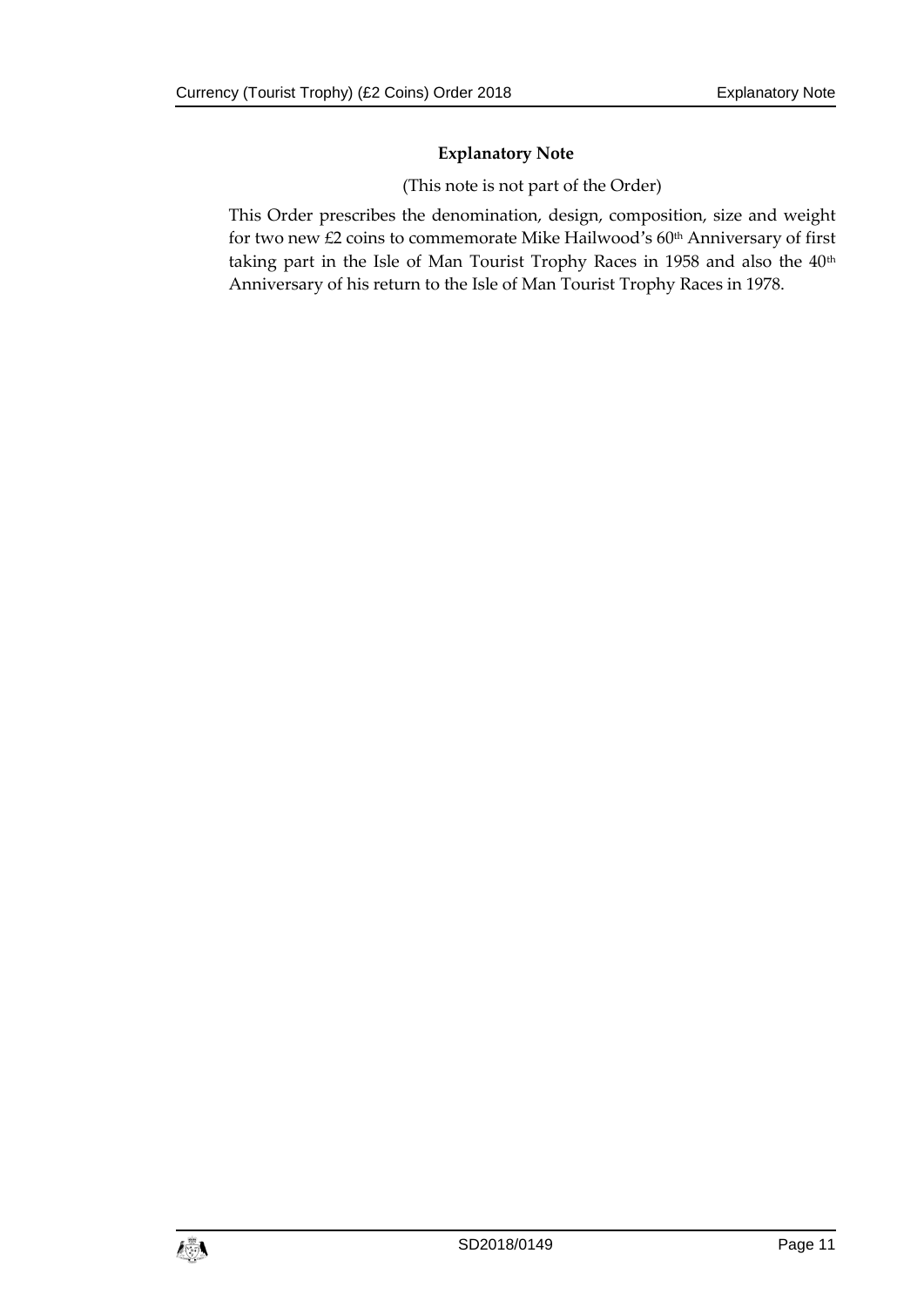## Explanatory Note

(This note is not part of the Order)

This Order prescribes the denomination, design, composition, size and weight for two new £2 coins to commemorate Mike Hailwood's 60th Anniversary of first taking part in the Isle of Man Tourist Trophy Races in 1958 and also the 40th Anniversary of his return to the Isle of Man Tourist Trophy Races in 1978.